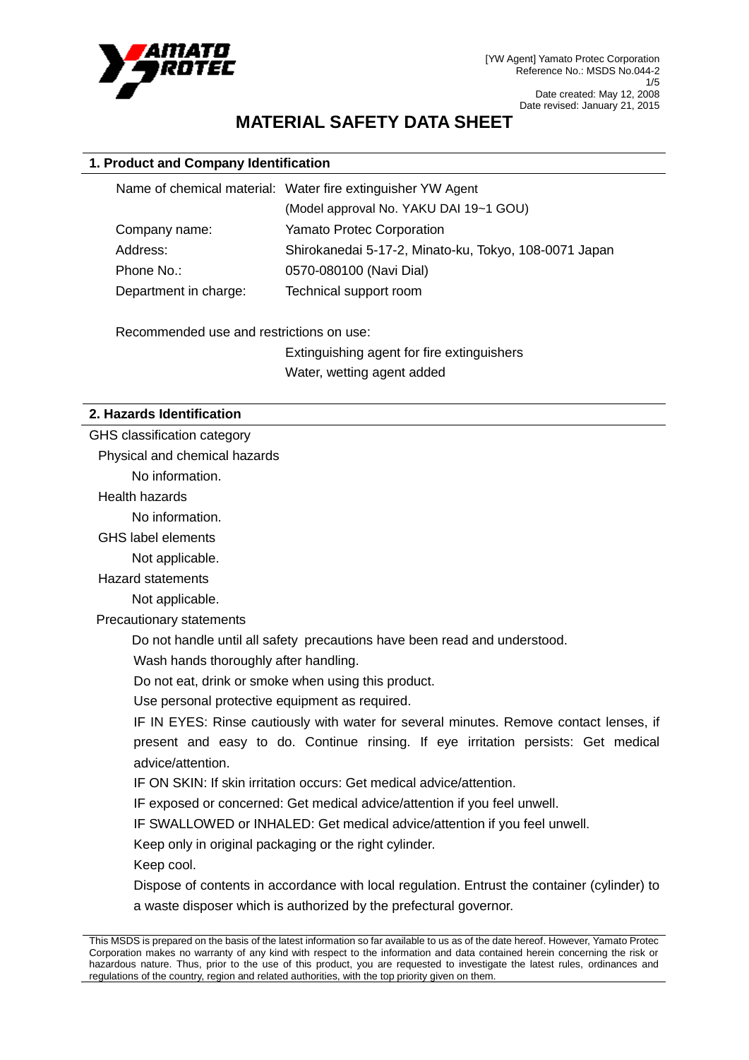[YW Agent] Yamato Protec Corporation
Reference No.: MSDS No.044-2
Date created: May 12, 2008
Date revised: January 21, 2015

# MATERIAL SAFETY DATA SHEET

## 1. Product and Company Identification

| | |
|---|---|
| Name of chemical material: | Water fire extinguisher YW Agent |
| | (Model approval No. YAKU DAI 19~1 GOU) |
| Company name: | Yamato Protec Corporation |
| Address: | Shirokanedai 5-17-2, Minato-ku, Tokyo, 108-0071 Japan |
| Phone No.: | 0570-080100 (Navi Dial) |
| Department in charge: | Technical support room |

Recommended use and restrictions on use:

Extinguishing agent for fire extinguishers
Water, wetting agent added

## 2. Hazards Identification

GHS classification category

Physical and chemical hazards

No information.

Health hazards

No information.

GHS label elements

Not applicable.

Hazard statements

Not applicable.

Precautionary statements

Do not handle until all safety precautions have been read and understood.

Wash hands thoroughly after handling.

Do not eat, drink or smoke when using this product.

Use personal protective equipment as required.

IF IN EYES: Rinse cautiously with water for several minutes. Remove contact lenses, if present and easy to do. Continue rinsing. If eye irritation persists: Get medical advice/attention.

IF ON SKIN: If skin irritation occurs: Get medical advice/attention.

IF exposed or concerned: Get medical advice/attention if you feel unwell.

IF SWALLOWED or INHALED: Get medical advice/attention if you feel unwell.

Keep only in original packaging or the right cylinder.

Keep cool.

Dispose of contents in accordance with local regulation. Entrust the container (cylinder) to a waste disposer which is authorized by the prefectural governor.

This MSDS is prepared on the basis of the latest information so far available to us as of the date hereof. However, Yamato Protec Corporation makes no warranty of any kind with respect to the information and data contained herein concerning the risk or hazardous nature. Thus, prior to the use of this product, you are requested to investigate the latest rules, ordinances and regulations of the country, region and related authorities, with the top priority given on them.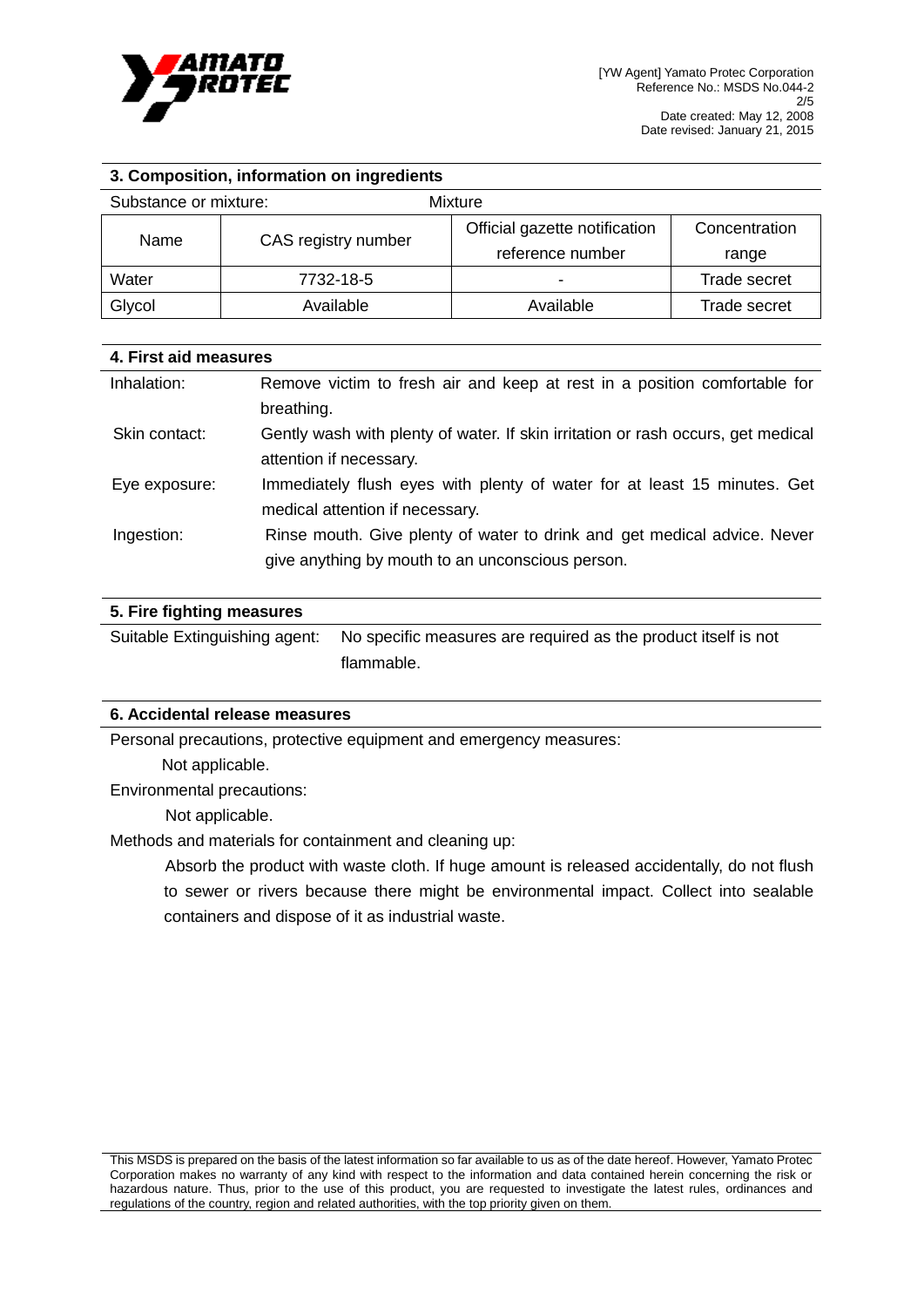## 3. Composition, information on ingredients

Substance or mixture: Mixture

| Name | CAS registry number | Official gazette notification reference number | Concentration range |
|---|---|---|---|
| Water | 7732-18-5 | - | Trade secret |
| Glycol | Available | Available | Trade secret |

## 4. First aid measures

Inhalation: Remove victim to fresh air and keep at rest in a position comfortable for breathing.

Skin contact: Gently wash with plenty of water. If skin irritation or rash occurs, get medical attention if necessary.

Eye exposure: Immediately flush eyes with plenty of water for at least 15 minutes. Get medical attention if necessary.

Ingestion: Rinse mouth. Give plenty of water to drink and get medical advice. Never give anything by mouth to an unconscious person.

## 5. Fire fighting measures

Suitable Extinguishing agent: No specific measures are required as the product itself is not flammable.

## 6. Accidental release measures

Personal precautions, protective equipment and emergency measures:

Not applicable.

Environmental precautions:

Not applicable.

Methods and materials for containment and cleaning up:

Absorb the product with waste cloth. If huge amount is released accidentally, do not flush to sewer or rivers because there might be environmental impact. Collect into sealable containers and dispose of it as industrial waste.

This MSDS is prepared on the basis of the latest information so far available to us as of the date hereof. However, Yamato Protec Corporation makes no warranty of any kind with respect to the information and data contained herein concerning the risk or hazardous nature. Thus, prior to the use of this product, you are requested to investigate the latest rules, ordinances and regulations of the country, region and related authorities, with the top priority given on them.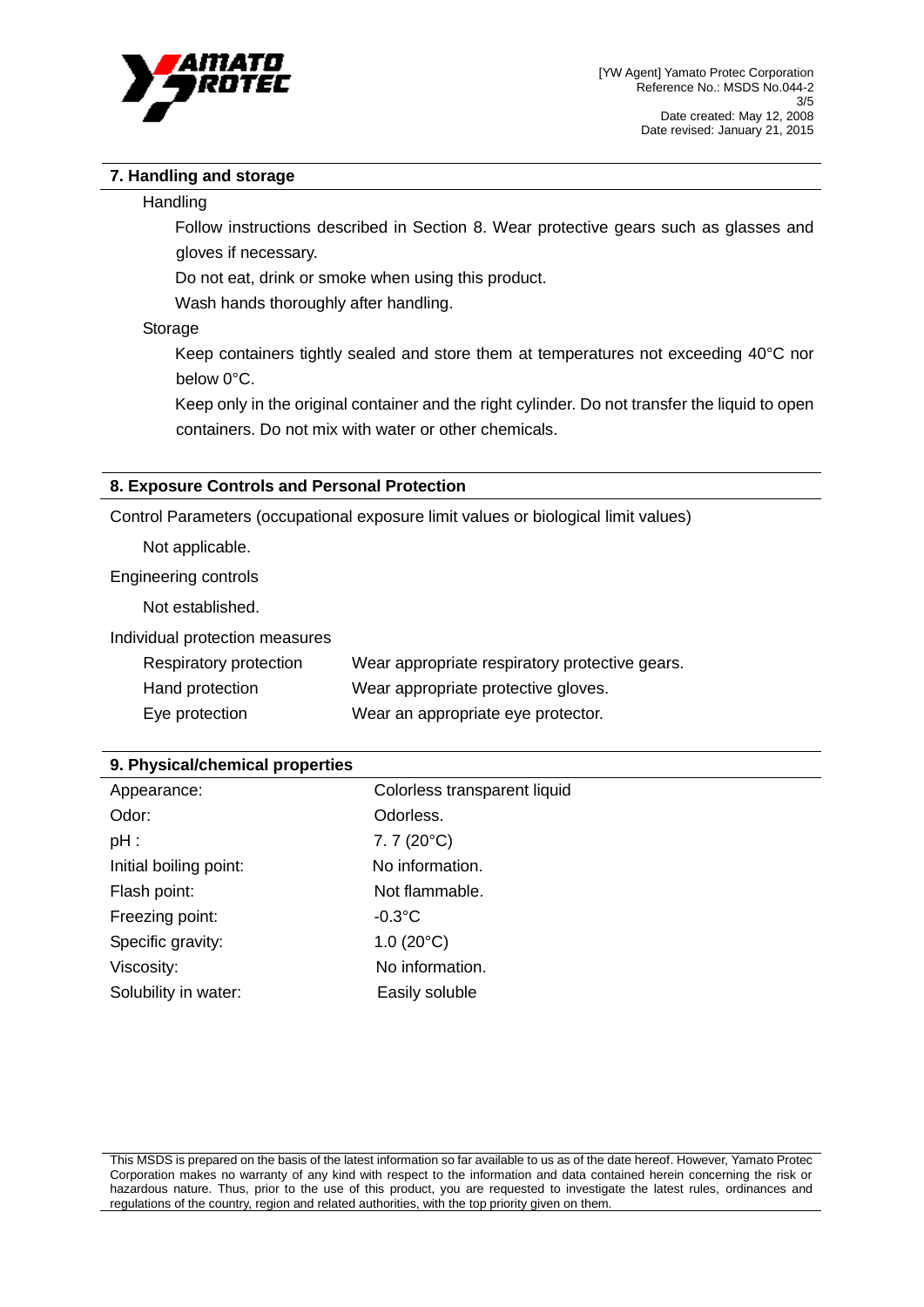## 7. Handling and storage

Handling

Follow instructions described in Section 8. Wear protective gears such as glasses and gloves if necessary.

Do not eat, drink or smoke when using this product.

Wash hands thoroughly after handling.

Storage

Keep containers tightly sealed and store them at temperatures not exceeding 40°C nor below 0°C.

Keep only in the original container and the right cylinder. Do not transfer the liquid to open containers. Do not mix with water or other chemicals.

## 8. Exposure Controls and Personal Protection

Control Parameters (occupational exposure limit values or biological limit values)

Not applicable.

Engineering controls

Not established.

Individual protection measures

| | |
|---|---|
| Respiratory protection | Wear appropriate respiratory protective gears. |
| Hand protection | Wear appropriate protective gloves. |
| Eye protection | Wear an appropriate eye protector. |

## 9. Physical/chemical properties

| | |
|---|---|
| Appearance: | Colorless transparent liquid |
| Odor: | Odorless. |
| pH : | 7. 7 (20°C) |
| Initial boiling point: | No information. |
| Flash point: | Not flammable. |
| Freezing point: | -0.3°C |
| Specific gravity: | 1.0 (20°C) |
| Viscosity: | No information. |
| Solubility in water: | Easily soluble |

This MSDS is prepared on the basis of the latest information so far available to us as of the date hereof. However, Yamato Protec Corporation makes no warranty of any kind with respect to the information and data contained herein concerning the risk or hazardous nature. Thus, prior to the use of this product, you are requested to investigate the latest rules, ordinances and regulations of the country, region and related authorities, with the top priority given on them.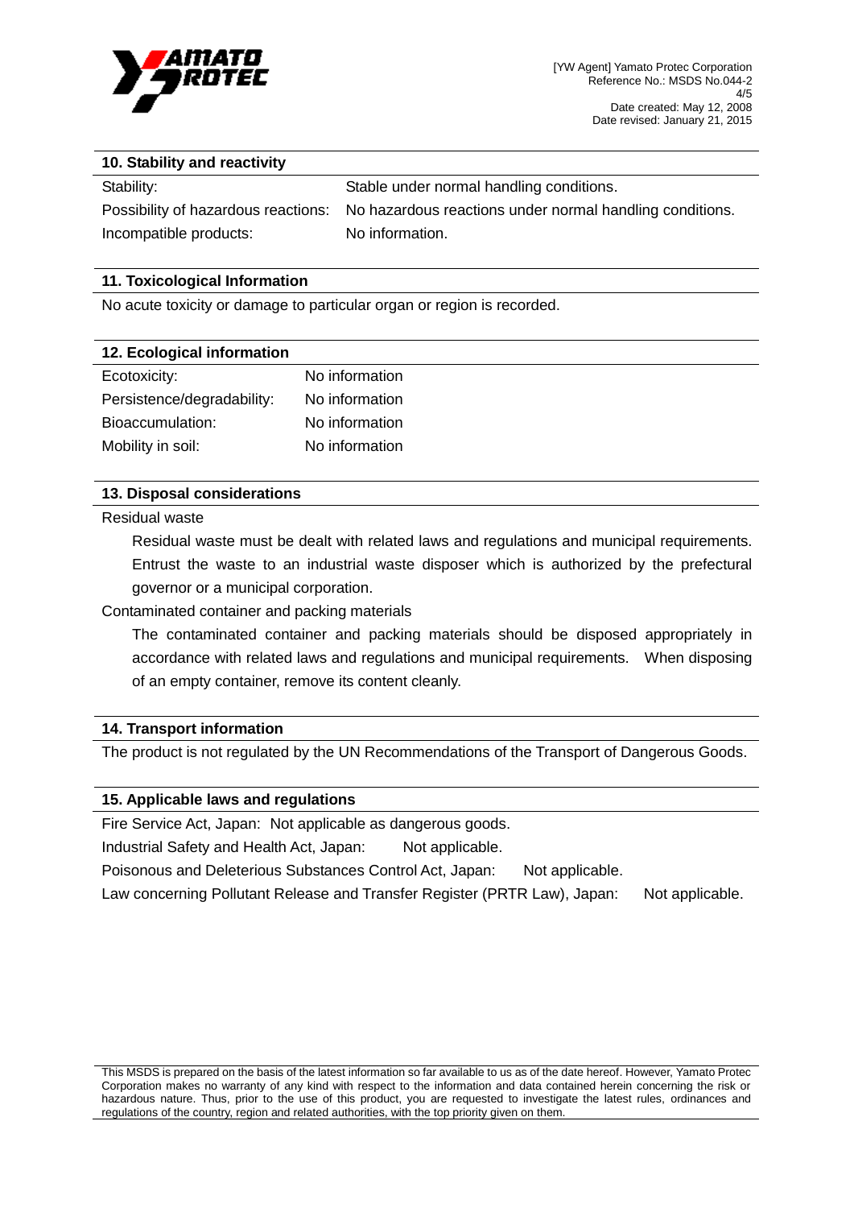## 10. Stability and reactivity

| | |
|---|---|
| Stability: | Stable under normal handling conditions. |
| Possibility of hazardous reactions: | No hazardous reactions under normal handling conditions. |
| Incompatible products: | No information. |

## 11. Toxicological Information

No acute toxicity or damage to particular organ or region is recorded.

## 12. Ecological information

| | |
|---|---|
| Ecotoxicity: | No information |
| Persistence/degradability: | No information |
| Bioaccumulation: | No information |
| Mobility in soil: | No information |

## 13. Disposal considerations

Residual waste

Residual waste must be dealt with related laws and regulations and municipal requirements. Entrust the waste to an industrial waste disposer which is authorized by the prefectural governor or a municipal corporation.

Contaminated container and packing materials

The contaminated container and packing materials should be disposed appropriately in accordance with related laws and regulations and municipal requirements. When disposing of an empty container, remove its content cleanly.

## 14. Transport information

The product is not regulated by the UN Recommendations of the Transport of Dangerous Goods.

## 15. Applicable laws and regulations

Fire Service Act, Japan: Not applicable as dangerous goods.

Industrial Safety and Health Act, Japan: Not applicable.

Poisonous and Deleterious Substances Control Act, Japan: Not applicable.

Law concerning Pollutant Release and Transfer Register (PRTR Law), Japan: Not applicable.

This MSDS is prepared on the basis of the latest information so far available to us as of the date hereof. However, Yamato Protec Corporation makes no warranty of any kind with respect to the information and data contained herein concerning the risk or hazardous nature. Thus, prior to the use of this product, you are requested to investigate the latest rules, ordinances and regulations of the country, region and related authorities, with the top priority given on them.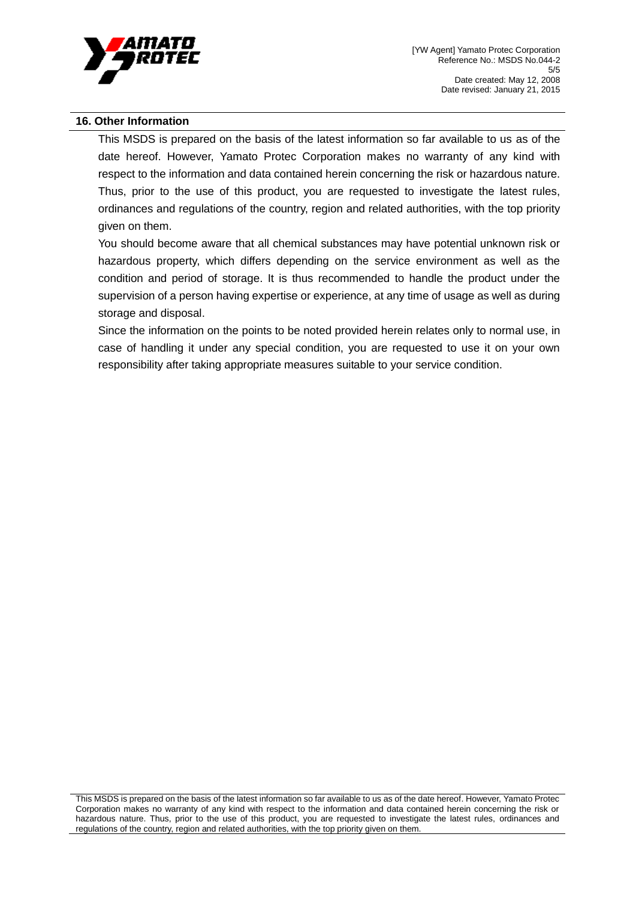## 16. Other Information

This MSDS is prepared on the basis of the latest information so far available to us as of the date hereof. However, Yamato Protec Corporation makes no warranty of any kind with respect to the information and data contained herein concerning the risk or hazardous nature. Thus, prior to the use of this product, you are requested to investigate the latest rules, ordinances and regulations of the country, region and related authorities, with the top priority given on them.

You should become aware that all chemical substances may have potential unknown risk or hazardous property, which differs depending on the service environment as well as the condition and period of storage. It is thus recommended to handle the product under the supervision of a person having expertise or experience, at any time of usage as well as during storage and disposal.

Since the information on the points to be noted provided herein relates only to normal use, in case of handling it under any special condition, you are requested to use it on your own responsibility after taking appropriate measures suitable to your service condition.